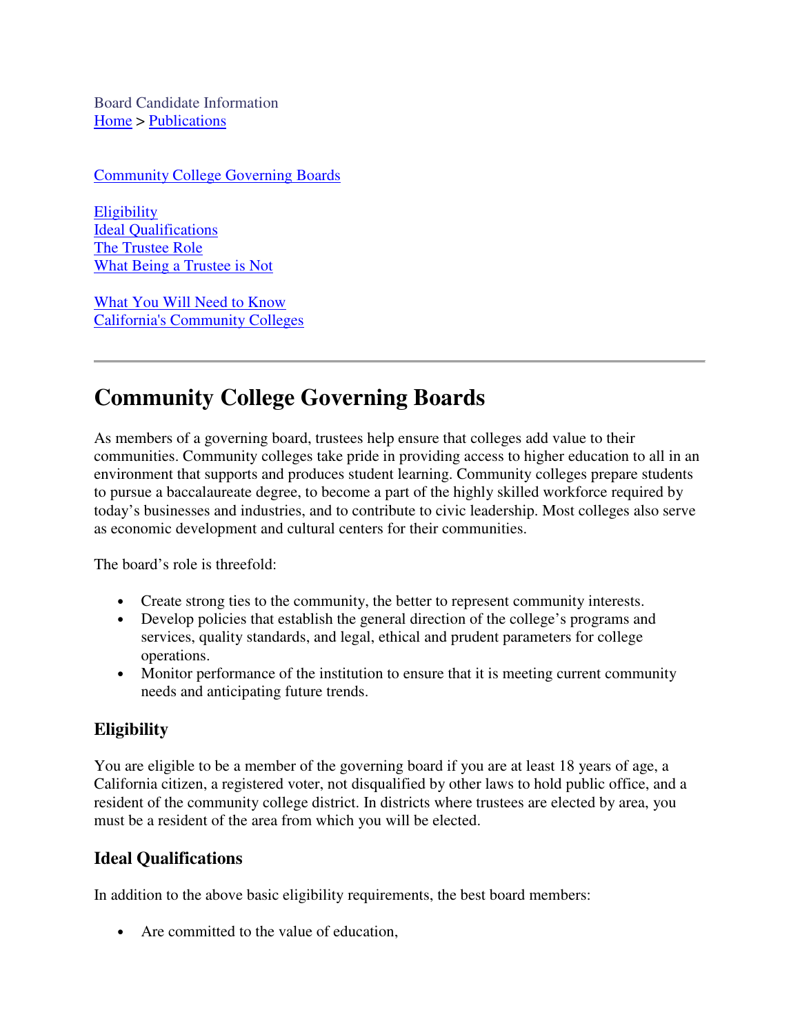Board Candidate Information
Home > Publications

Community College Governing Boards

Eligibility
Ideal Qualifications
The Trustee Role
What Being a Trustee is Not

What You Will Need to Know
California's Community Colleges

---

# Community College Governing Boards

As members of a governing board, trustees help ensure that colleges add value to their communities. Community colleges take pride in providing access to higher education to all in an environment that supports and produces student learning. Community colleges prepare students to pursue a baccalaureate degree, to become a part of the highly skilled workforce required by today's businesses and industries, and to contribute to civic leadership. Most colleges also serve as economic development and cultural centers for their communities.

The board's role is threefold:

- Create strong ties to the community, the better to represent community interests.
- Develop policies that establish the general direction of the college's programs and services, quality standards, and legal, ethical and prudent parameters for college operations.
- Monitor performance of the institution to ensure that it is meeting current community needs and anticipating future trends.

## Eligibility

You are eligible to be a member of the governing board if you are at least 18 years of age, a California citizen, a registered voter, not disqualified by other laws to hold public office, and a resident of the community college district. In districts where trustees are elected by area, you must be a resident of the area from which you will be elected.

## Ideal Qualifications

In addition to the above basic eligibility requirements, the best board members:

- Are committed to the value of education,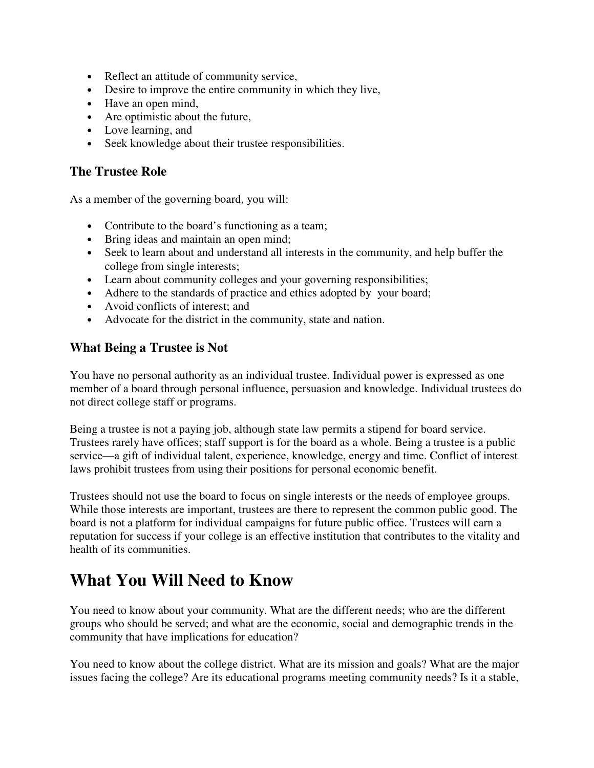- Reflect an attitude of community service,
- Desire to improve the entire community in which they live,
- Have an open mind,
- Are optimistic about the future,
- Love learning, and
- Seek knowledge about their trustee responsibilities.

### The Trustee Role

As a member of the governing board, you will:

- Contribute to the board's functioning as a team;
- Bring ideas and maintain an open mind;
- Seek to learn about and understand all interests in the community, and help buffer the college from single interests;
- Learn about community colleges and your governing responsibilities;
- Adhere to the standards of practice and ethics adopted by your board;
- Avoid conflicts of interest; and
- Advocate for the district in the community, state and nation.

### What Being a Trustee is Not

You have no personal authority as an individual trustee. Individual power is expressed as one member of a board through personal influence, persuasion and knowledge. Individual trustees do not direct college staff or programs.

Being a trustee is not a paying job, although state law permits a stipend for board service. Trustees rarely have offices; staff support is for the board as a whole. Being a trustee is a public service—a gift of individual talent, experience, knowledge, energy and time. Conflict of interest laws prohibit trustees from using their positions for personal economic benefit.

Trustees should not use the board to focus on single interests or the needs of employee groups. While those interests are important, trustees are there to represent the common public good. The board is not a platform for individual campaigns for future public office. Trustees will earn a reputation for success if your college is an effective institution that contributes to the vitality and health of its communities.

## What You Will Need to Know

You need to know about your community. What are the different needs; who are the different groups who should be served; and what are the economic, social and demographic trends in the community that have implications for education?

You need to know about the college district. What are its mission and goals? What are the major issues facing the college? Are its educational programs meeting community needs? Is it a stable,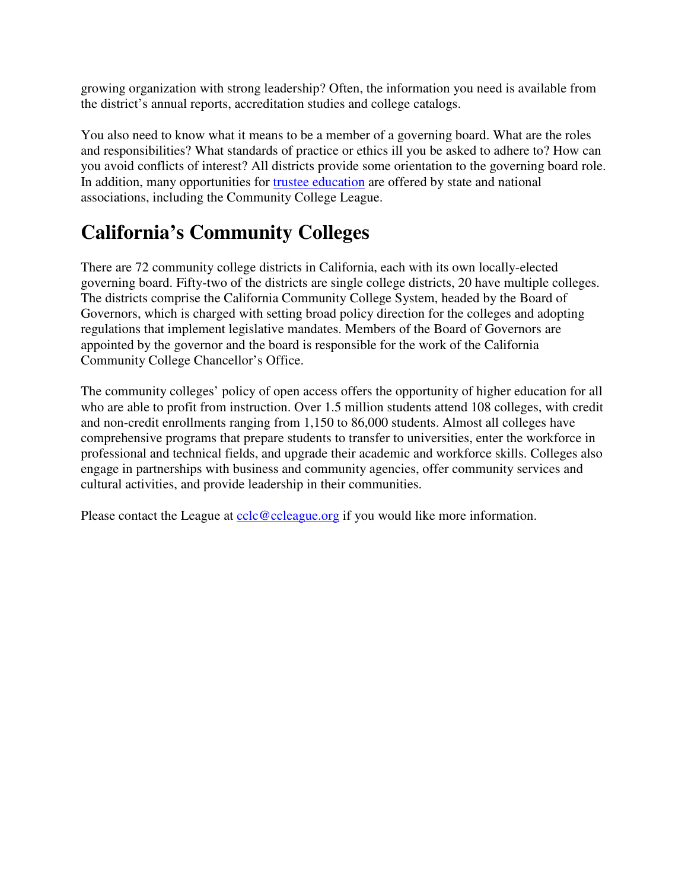growing organization with strong leadership? Often, the information you need is available from the district's annual reports, accreditation studies and college catalogs.

You also need to know what it means to be a member of a governing board. What are the roles and responsibilities? What standards of practice or ethics ill you be asked to adhere to? How can you avoid conflicts of interest? All districts provide some orientation to the governing board role. In addition, many opportunities for trustee education are offered by state and national associations, including the Community College League.

## California's Community Colleges

There are 72 community college districts in California, each with its own locally-elected governing board. Fifty-two of the districts are single college districts, 20 have multiple colleges. The districts comprise the California Community College System, headed by the Board of Governors, which is charged with setting broad policy direction for the colleges and adopting regulations that implement legislative mandates. Members of the Board of Governors are appointed by the governor and the board is responsible for the work of the California Community College Chancellor's Office.

The community colleges' policy of open access offers the opportunity of higher education for all who are able to profit from instruction. Over 1.5 million students attend 108 colleges, with credit and non-credit enrollments ranging from 1,150 to 86,000 students. Almost all colleges have comprehensive programs that prepare students to transfer to universities, enter the workforce in professional and technical fields, and upgrade their academic and workforce skills. Colleges also engage in partnerships with business and community agencies, offer community services and cultural activities, and provide leadership in their communities.

Please contact the League at cclc@ccleague.org if you would like more information.